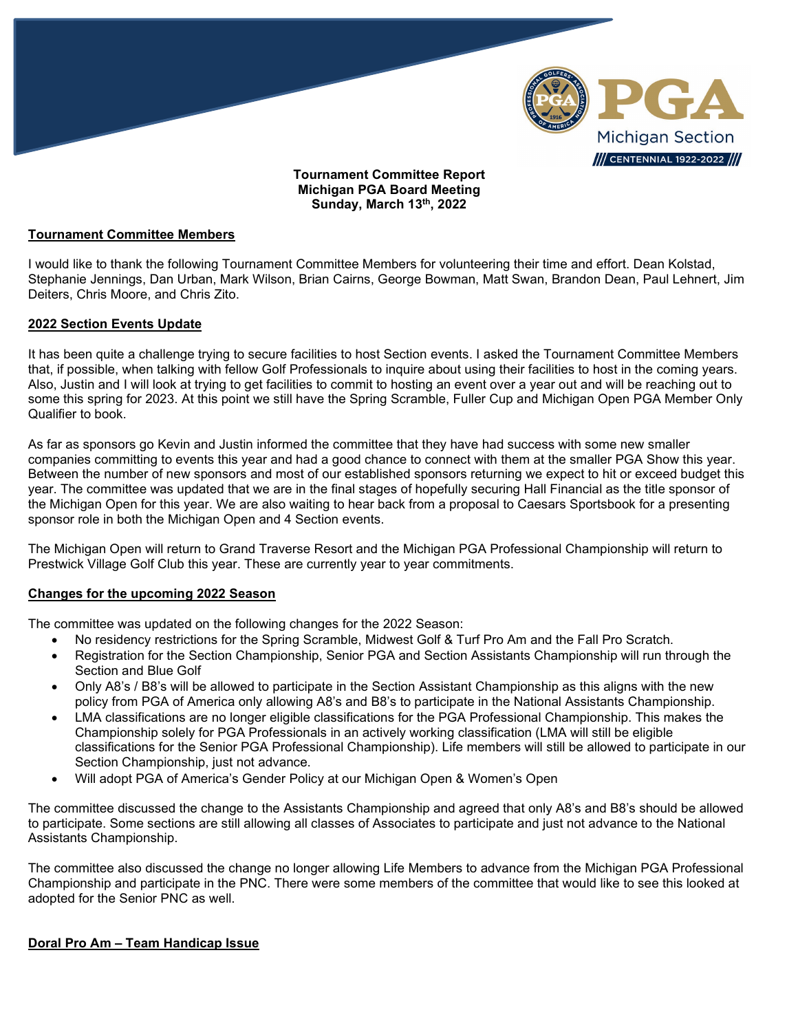**Tournament Committee Report**
**Michigan PGA Board Meeting**
**Sunday, March 13th, 2022**

## Tournament Committee Members

I would like to thank the following Tournament Committee Members for volunteering their time and effort. Dean Kolstad, Stephanie Jennings, Dan Urban, Mark Wilson, Brian Cairns, George Bowman, Matt Swan, Brandon Dean, Paul Lehnert, Jim Deiters, Chris Moore, and Chris Zito.

## 2022 Section Events Update

It has been quite a challenge trying to secure facilities to host Section events. I asked the Tournament Committee Members that, if possible, when talking with fellow Golf Professionals to inquire about using their facilities to host in the coming years. Also, Justin and I will look at trying to get facilities to commit to hosting an event over a year out and will be reaching out to some this spring for 2023. At this point we still have the Spring Scramble, Fuller Cup and Michigan Open PGA Member Only Qualifier to book.

As far as sponsors go Kevin and Justin informed the committee that they have had success with some new smaller companies committing to events this year and had a good chance to connect with them at the smaller PGA Show this year. Between the number of new sponsors and most of our established sponsors returning we expect to hit or exceed budget this year. The committee was updated that we are in the final stages of hopefully securing Hall Financial as the title sponsor of the Michigan Open for this year. We are also waiting to hear back from a proposal to Caesars Sportsbook for a presenting sponsor role in both the Michigan Open and 4 Section events.

The Michigan Open will return to Grand Traverse Resort and the Michigan PGA Professional Championship will return to Prestwick Village Golf Club this year. These are currently year to year commitments.

## Changes for the upcoming 2022 Season

The committee was updated on the following changes for the 2022 Season:

- No residency restrictions for the Spring Scramble, Midwest Golf & Turf Pro Am and the Fall Pro Scratch.
- Registration for the Section Championship, Senior PGA and Section Assistants Championship will run through the Section and Blue Golf
- Only A8's / B8's will be allowed to participate in the Section Assistant Championship as this aligns with the new policy from PGA of America only allowing A8's and B8's to participate in the National Assistants Championship.
- LMA classifications are no longer eligible classifications for the PGA Professional Championship. This makes the Championship solely for PGA Professionals in an actively working classification (LMA will still be eligible classifications for the Senior PGA Professional Championship). Life members will still be allowed to participate in our Section Championship, just not advance.
- Will adopt PGA of America's Gender Policy at our Michigan Open & Women's Open

The committee discussed the change to the Assistants Championship and agreed that only A8's and B8's should be allowed to participate. Some sections are still allowing all classes of Associates to participate and just not advance to the National Assistants Championship.

The committee also discussed the change no longer allowing Life Members to advance from the Michigan PGA Professional Championship and participate in the PNC. There were some members of the committee that would like to see this looked at adopted for the Senior PNC as well.

## Doral Pro Am – Team Handicap Issue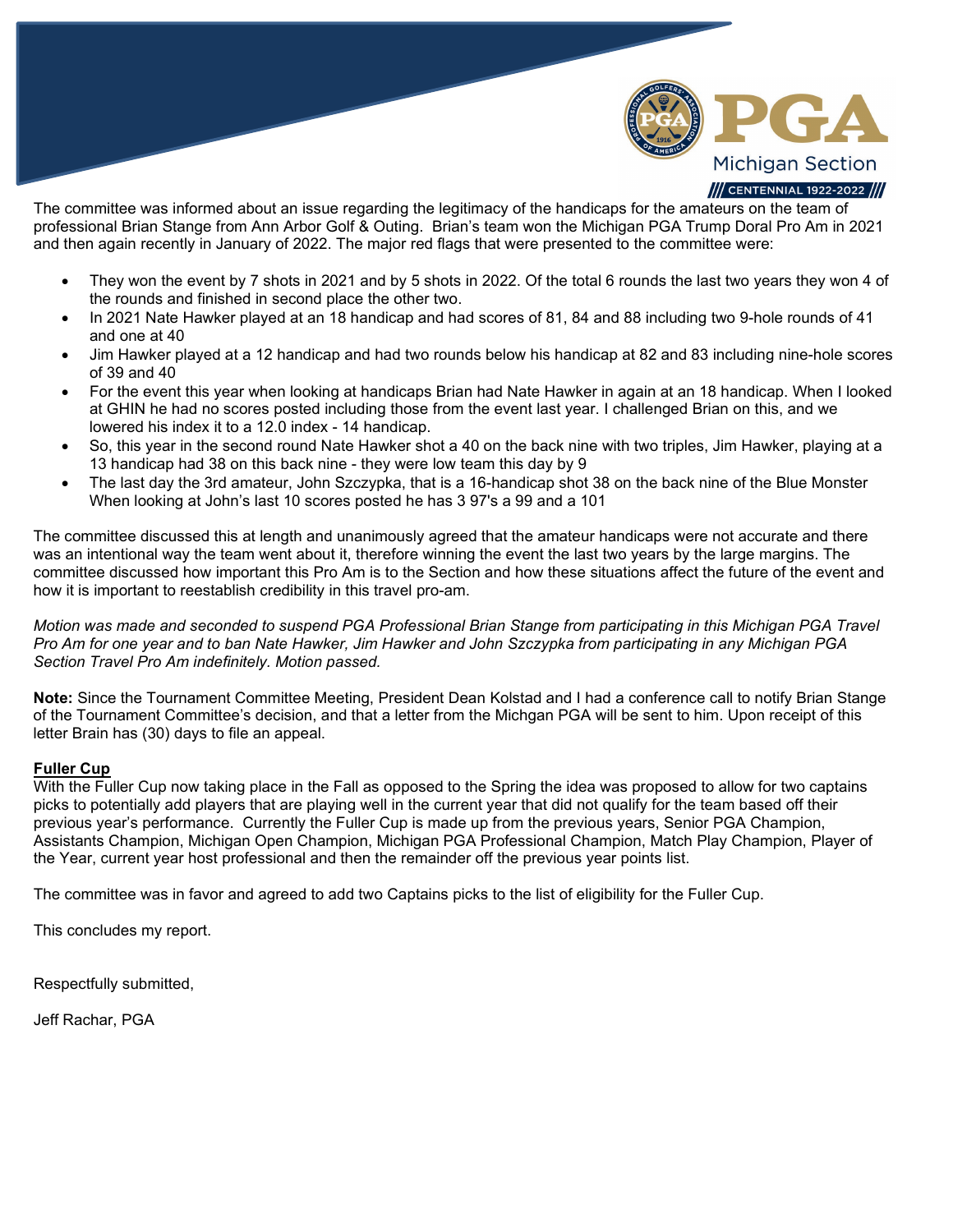The committee was informed about an issue regarding the legitimacy of the handicaps for the amateurs on the team of professional Brian Stange from Ann Arbor Golf & Outing. Brian's team won the Michigan PGA Trump Doral Pro Am in 2021 and then again recently in January of 2022. The major red flags that were presented to the committee were:

- They won the event by 7 shots in 2021 and by 5 shots in 2022. Of the total 6 rounds the last two years they won 4 of the rounds and finished in second place the other two.
- In 2021 Nate Hawker played at an 18 handicap and had scores of 81, 84 and 88 including two 9-hole rounds of 41 and one at 40
- Jim Hawker played at a 12 handicap and had two rounds below his handicap at 82 and 83 including nine-hole scores of 39 and 40
- For the event this year when looking at handicaps Brian had Nate Hawker in again at an 18 handicap. When I looked at GHIN he had no scores posted including those from the event last year. I challenged Brian on this, and we lowered his index it to a 12.0 index - 14 handicap.
- So, this year in the second round Nate Hawker shot a 40 on the back nine with two triples, Jim Hawker, playing at a 13 handicap had 38 on this back nine - they were low team this day by 9
- The last day the 3rd amateur, John Szczypka, that is a 16-handicap shot 38 on the back nine of the Blue Monster When looking at John's last 10 scores posted he has 3 97's a 99 and a 101

The committee discussed this at length and unanimously agreed that the amateur handicaps were not accurate and there was an intentional way the team went about it, therefore winning the event the last two years by the large margins. The committee discussed how important this Pro Am is to the Section and how these situations affect the future of the event and how it is important to reestablish credibility in this travel pro-am.

*Motion was made and seconded to suspend PGA Professional Brian Stange from participating in this Michigan PGA Travel Pro Am for one year and to ban Nate Hawker, Jim Hawker and John Szczypka from participating in any Michigan PGA Section Travel Pro Am indefinitely. Motion passed.*

**Note:** Since the Tournament Committee Meeting, President Dean Kolstad and I had a conference call to notify Brian Stange of the Tournament Committee's decision, and that a letter from the Michgan PGA will be sent to him. Upon receipt of this letter Brain has (30) days to file an appeal.

**Fuller Cup**

With the Fuller Cup now taking place in the Fall as opposed to the Spring the idea was proposed to allow for two captains picks to potentially add players that are playing well in the current year that did not qualify for the team based off their previous year's performance. Currently the Fuller Cup is made up from the previous years, Senior PGA Champion, Assistants Champion, Michigan Open Champion, Michigan PGA Professional Champion, Match Play Champion, Player of the Year, current year host professional and then the remainder off the previous year points list.

The committee was in favor and agreed to add two Captains picks to the list of eligibility for the Fuller Cup.

This concludes my report.

Respectfully submitted,

Jeff Rachar, PGA